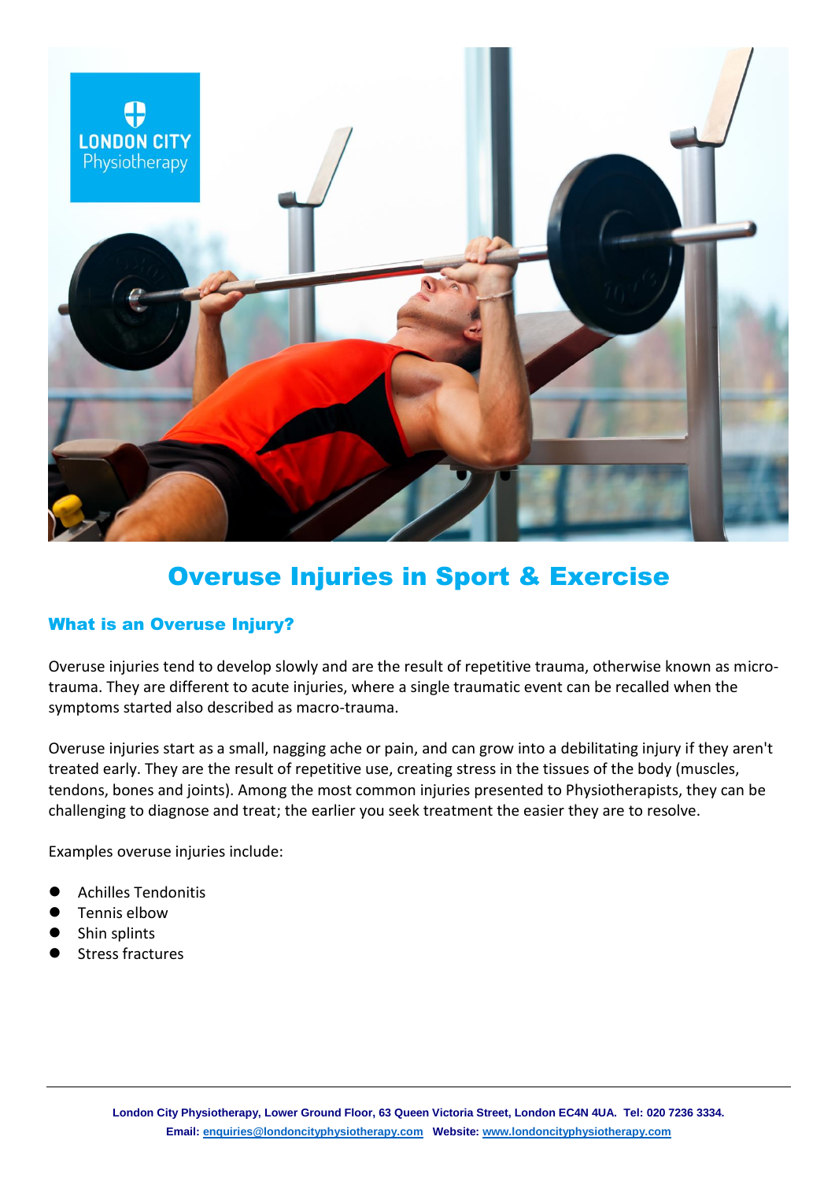# Overuse Injuries in Sport & Exercise

## What is an Overuse Injury?

Overuse injuries tend to develop slowly and are the result of repetitive trauma, otherwise known as micro-trauma. They are different to acute injuries, where a single traumatic event can be recalled when the symptoms started also described as macro-trauma.

Overuse injuries start as a small, nagging ache or pain, and can grow into a debilitating injury if they aren't treated early. They are the result of repetitive use, creating stress in the tissues of the body (muscles, tendons, bones and joints). Among the most common injuries presented to Physiotherapists, they can be challenging to diagnose and treat; the earlier you seek treatment the easier they are to resolve.

Examples overuse injuries include:

- Achilles Tendonitis
- Tennis elbow
- Shin splints
- Stress fractures

**London City Physiotherapy, Lower Ground Floor, 63 Queen Victoria Street, London EC4N 4UA. Tel: 020 7236 3334.**
**Email:** enquiries@londoncityphysiotherapy.com **Website:** www.londoncityphysiotherapy.com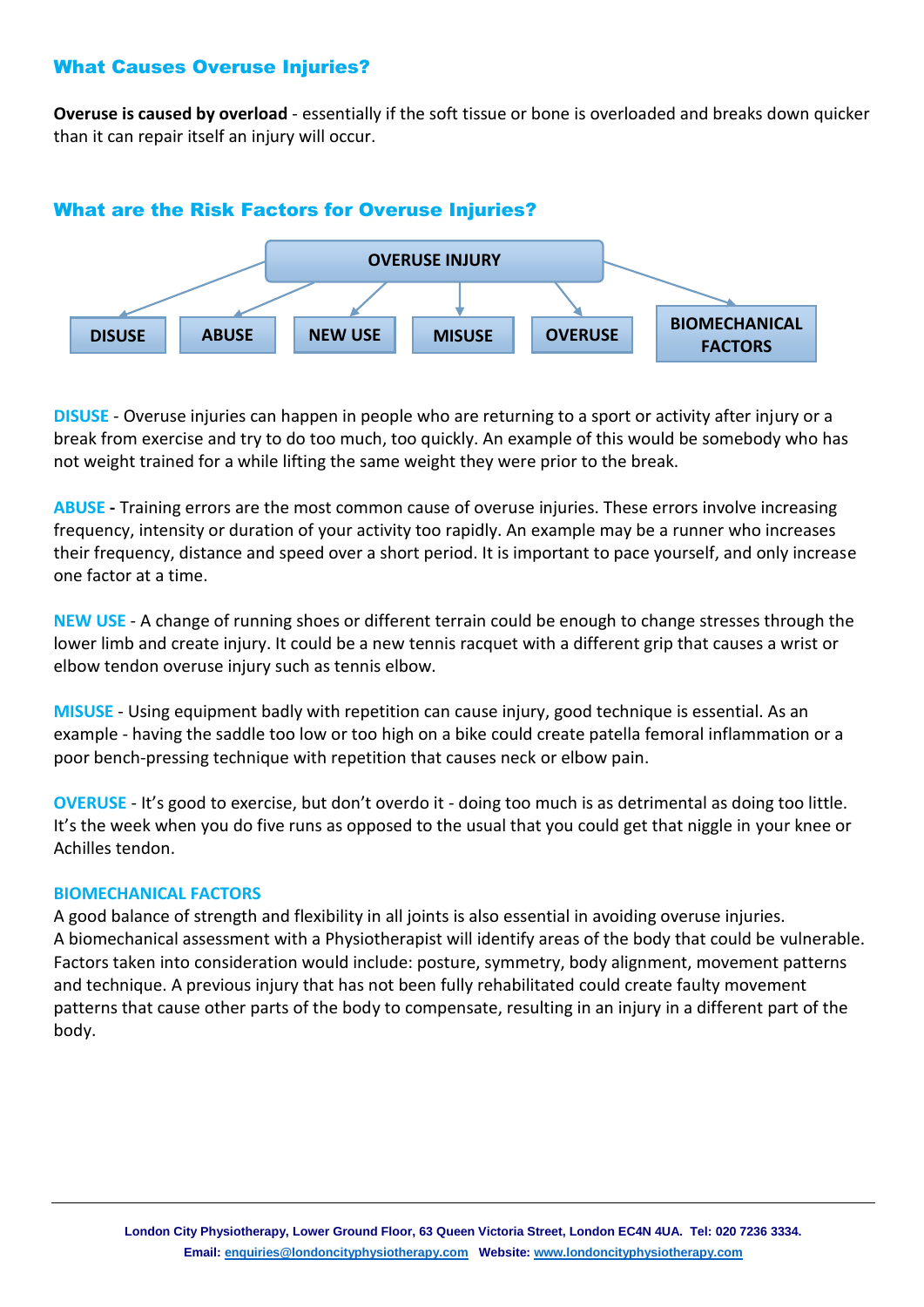## What Causes Overuse Injuries?

**Overuse is caused by overload** - essentially if the soft tissue or bone is overloaded and breaks down quicker than it can repair itself an injury will occur.

## What are the Risk Factors for Overuse Injuries?

OVERUSE INJURY

- DISUSE
- ABUSE
- NEW USE
- MISUSE
- OVERUSE
- BIOMECHANICAL FACTORS

**DISUSE** - Overuse injuries can happen in people who are returning to a sport or activity after injury or a break from exercise and try to do too much, too quickly. An example of this would be somebody who has not weight trained for a while lifting the same weight they were prior to the break.

**ABUSE -** Training errors are the most common cause of overuse injuries. These errors involve increasing frequency, intensity or duration of your activity too rapidly. An example may be a runner who increases their frequency, distance and speed over a short period. It is important to pace yourself, and only increase one factor at a time.

**NEW USE** - A change of running shoes or different terrain could be enough to change stresses through the lower limb and create injury. It could be a new tennis racquet with a different grip that causes a wrist or elbow tendon overuse injury such as tennis elbow.

**MISUSE** - Using equipment badly with repetition can cause injury, good technique is essential. As an example - having the saddle too low or too high on a bike could create patella femoral inflammation or a poor bench-pressing technique with repetition that causes neck or elbow pain.

**OVERUSE** - It's good to exercise, but don't overdo it - doing too much is as detrimental as doing too little. It's the week when you do five runs as opposed to the usual that you could get that niggle in your knee or Achilles tendon.

**BIOMECHANICAL FACTORS**

A good balance of strength and flexibility in all joints is also essential in avoiding overuse injuries. A biomechanical assessment with a Physiotherapist will identify areas of the body that could be vulnerable. Factors taken into consideration would include: posture, symmetry, body alignment, movement patterns and technique. A previous injury that has not been fully rehabilitated could create faulty movement patterns that cause other parts of the body to compensate, resulting in an injury in a different part of the body.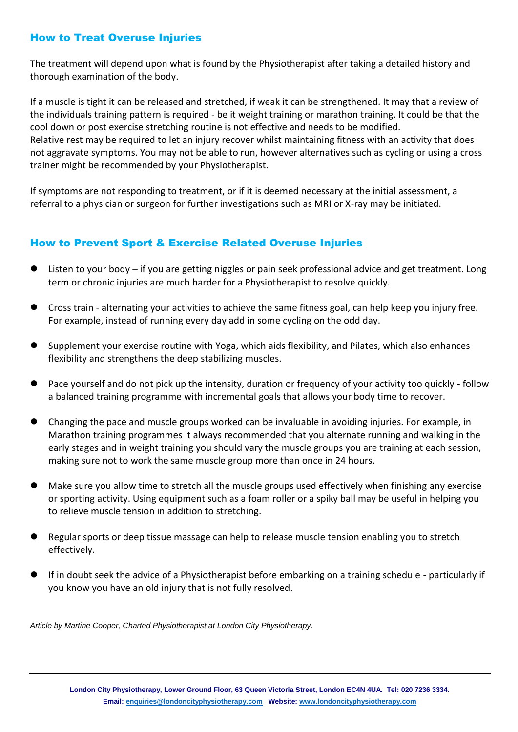## How to Treat Overuse Injuries

The treatment will depend upon what is found by the Physiotherapist after taking a detailed history and thorough examination of the body.

If a muscle is tight it can be released and stretched, if weak it can be strengthened. It may that a review of the individuals training pattern is required - be it weight training or marathon training. It could be that the cool down or post exercise stretching routine is not effective and needs to be modified.
Relative rest may be required to let an injury recover whilst maintaining fitness with an activity that does not aggravate symptoms. You may not be able to run, however alternatives such as cycling or using a cross trainer might be recommended by your Physiotherapist.

If symptoms are not responding to treatment, or if it is deemed necessary at the initial assessment, a referral to a physician or surgeon for further investigations such as MRI or X-ray may be initiated.

## How to Prevent Sport & Exercise Related Overuse Injuries

- Listen to your body – if you are getting niggles or pain seek professional advice and get treatment. Long term or chronic injuries are much harder for a Physiotherapist to resolve quickly.
- Cross train - alternating your activities to achieve the same fitness goal, can help keep you injury free. For example, instead of running every day add in some cycling on the odd day.
- Supplement your exercise routine with Yoga, which aids flexibility, and Pilates, which also enhances flexibility and strengthens the deep stabilizing muscles.
- Pace yourself and do not pick up the intensity, duration or frequency of your activity too quickly - follow a balanced training programme with incremental goals that allows your body time to recover.
- Changing the pace and muscle groups worked can be invaluable in avoiding injuries. For example, in Marathon training programmes it always recommended that you alternate running and walking in the early stages and in weight training you should vary the muscle groups you are training at each session, making sure not to work the same muscle group more than once in 24 hours.
- Make sure you allow time to stretch all the muscle groups used effectively when finishing any exercise or sporting activity. Using equipment such as a foam roller or a spiky ball may be useful in helping you to relieve muscle tension in addition to stretching.
- Regular sports or deep tissue massage can help to release muscle tension enabling you to stretch effectively.
- If in doubt seek the advice of a Physiotherapist before embarking on a training schedule - particularly if you know you have an old injury that is not fully resolved.

*Article by Martine Cooper, Charted Physiotherapist at London City Physiotherapy.*

**London City Physiotherapy, Lower Ground Floor, 63 Queen Victoria Street, London EC4N 4UA. Tel: 020 7236 3334.**
**Email: enquiries@londoncityphysiotherapy.com Website: www.londoncityphysiotherapy.com**